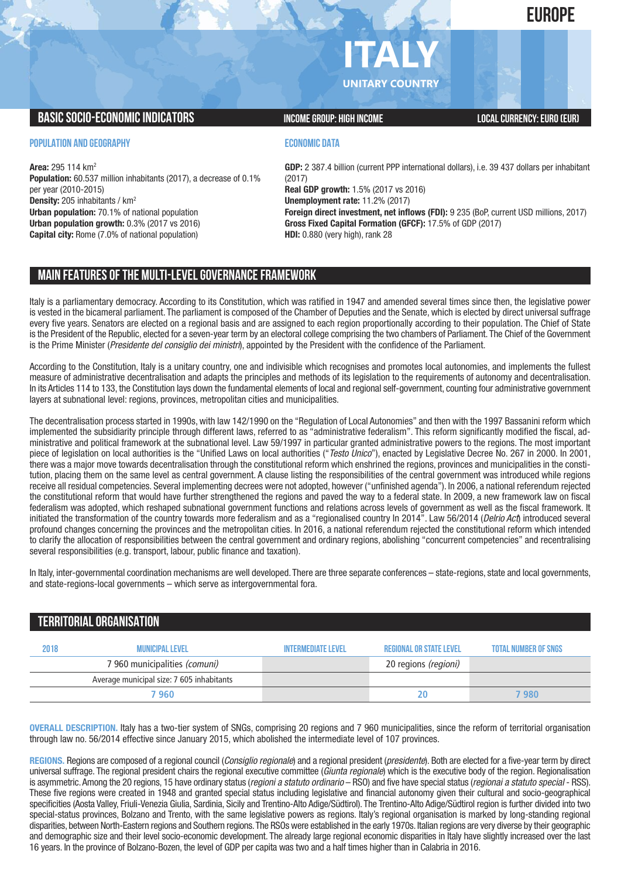EUROPE

# ITALY

UNITARY COUNTRY

## BASIC SOCIO-ECONOMIC INDICATORS

INCOME GROUP: HIGH INCOME

LOCAL CURRENCY: EURO (EUR)

### POPULATION AND GEOGRAPHY

**Area:** 295 114 km$^2$
**Population:** 60.537 million inhabitants (2017), a decrease of 0.1% per year (2010-2015)
**Density:** 205 inhabitants / km$^2$
**Urban population:** 70.1% of national population
**Urban population growth:** 0.3% (2017 vs 2016)
**Capital city:** Rome (7.0% of national population)

### ECONOMIC DATA

**GDP:** 2 387.4 billion (current PPP international dollars), i.e. 39 437 dollars per inhabitant (2017)
**Real GDP growth:** 1.5% (2017 vs 2016)
**Unemployment rate:** 11.2% (2017)
**Foreign direct investment, net inflows (FDI):** 9 235 (BoP, current USD millions, 2017)
**Gross Fixed Capital Formation (GFCF):** 17.5% of GDP (2017)
**HDI:** 0.880 (very high), rank 28

## MAIN FEATURES OF THE MULTI-LEVEL GOVERNANCE FRAMEWORK

Italy is a parliamentary democracy. According to its Constitution, which was ratified in 1947 and amended several times since then, the legislative power is vested in the bicameral parliament. The parliament is composed of the Chamber of Deputies and the Senate, which is elected by direct universal suffrage every five years. Senators are elected on a regional basis and are assigned to each region proportionally according to their population. The Chief of State is the President of the Republic, elected for a seven-year term by an electoral college comprising the two chambers of Parliament. The Chief of the Government is the Prime Minister (*Presidente del consiglio dei ministri*), appointed by the President with the confidence of the Parliament.

According to the Constitution, Italy is a unitary country, one and indivisible which recognises and promotes local autonomies, and implements the fullest measure of administrative decentralisation and adapts the principles and methods of its legislation to the requirements of autonomy and decentralisation. In its Articles 114 to 133, the Constitution lays down the fundamental elements of local and regional self-government, counting four administrative government layers at subnational level: regions, provinces, metropolitan cities and municipalities.

The decentralisation process started in 1990s, with law 142/1990 on the "Regulation of Local Autonomies" and then with the 1997 Bassanini reform which implemented the subsidiarity principle through different laws, referred to as "administrative federalism". This reform significantly modified the fiscal, administrative and political framework at the subnational level. Law 59/1997 in particular granted administrative powers to the regions. The most important piece of legislation on local authorities is the "Unified Laws on local authorities ("*Testo Unico*"), enacted by Legislative Decree No. 267 in 2000. In 2001, there was a major move towards decentralisation through the constitutional reform which enshrined the regions, provinces and municipalities in the constitution, placing them on the same level as central government. A clause listing the responsibilities of the central government was introduced while regions receive all residual competencies. Several implementing decrees were not adopted, however ("unfinished agenda"). In 2006, a national referendum rejected the constitutional reform that would have further strengthened the regions and paved the way to a federal state. In 2009, a new framework law on fiscal federalism was adopted, which reshaped subnational government functions and relations across levels of government as well as the fiscal framework. It initiated the transformation of the country towards more federalism and as a "regionalised country In 2014". Law 56/2014 (*Delrio Act*) introduced several profound changes concerning the provinces and the metropolitan cities. In 2016, a national referendum rejected the constitutional reform which intended to clarify the allocation of responsibilities between the central government and ordinary regions, abolishing "concurrent competencies" and recentralising several responsibilities (e.g. transport, labour, public finance and taxation).

In Italy, inter-governmental coordination mechanisms are well developed. There are three separate conferences – state-regions, state and local governments, and state-regions-local governments – which serve as intergovernmental fora.

## TERRITORIAL ORGANISATION

| 2018 | MUNICIPAL LEVEL | INTERMEDIATE LEVEL | REGIONAL OR STATE LEVEL | TOTAL NUMBER OF SNGS |
|---|---|---|---|---|
| | 7 960 municipalities *(comuni)* | | 20 regions *(regioni)* | |
| | Average municipal size: 7 605 inhabitants | | | |
| | 7 960 | | 20 | 7 980 |

**OVERALL DESCRIPTION.** Italy has a two-tier system of SNGs, comprising 20 regions and 7 960 municipalities, since the reform of territorial organisation through law no. 56/2014 effective since January 2015, which abolished the intermediate level of 107 provinces.

**REGIONS.** Regions are composed of a regional council (*Consiglio regionale*) and a regional president (*presidente*). Both are elected for a five-year term by direct universal suffrage. The regional president chairs the regional executive committee (*Giunta regionale*) which is the executive body of the region. Regionalisation is asymmetric. Among the 20 regions, 15 have ordinary status (*regioni a statuto ordinario* – RSO) and five have special status (*regionai a statuto special* - RSS). These five regions were created in 1948 and granted special status including legislative and financial autonomy given their cultural and socio-geographical specificities (Aosta Valley, Friuli-Venezia Giulia, Sardinia, Sicily and Trentino-Alto Adige/Südtirol). The Trentino-Alto Adige/Südtirol region is further divided into two special-status provinces, Bolzano and Trento, with the same legislative powers as regions. Italy's regional organisation is marked by long-standing regional disparities, between North-Eastern regions and Southern regions. The RSOs were established in the early 1970s. Italian regions are very diverse by their geographic and demographic size and their level socio-economic development. The already large regional economic disparities in Italy have slightly increased over the last 16 years. In the province of Bolzano-Bozen, the level of GDP per capita was two and a half times higher than in Calabria in 2016.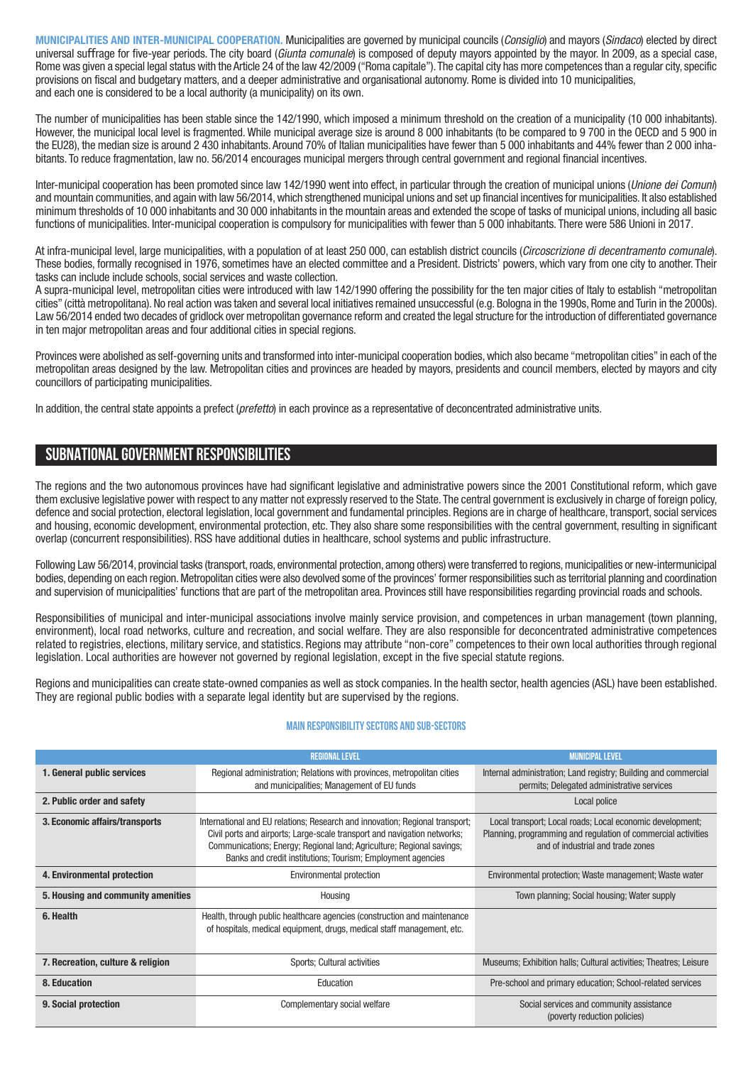**MUNICIPALITIES AND INTER-MUNICIPAL COOPERATION.** Municipalities are governed by municipal councils (*Consiglio*) and mayors (*Sindaco*) elected by direct universal suffrage for five-year periods. The city board (*Giunta comunale*) is composed of deputy mayors appointed by the mayor. In 2009, as a special case, Rome was given a special legal status with the Article 24 of the law 42/2009 ("Roma capitale"). The capital city has more competences than a regular city, specific provisions on fiscal and budgetary matters, and a deeper administrative and organisational autonomy. Rome is divided into 10 municipalities, and each one is considered to be a local authority (a municipality) on its own.

The number of municipalities has been stable since the 142/1990, which imposed a minimum threshold on the creation of a municipality (10 000 inhabitants). However, the municipal local level is fragmented. While municipal average size is around 8 000 inhabitants (to be compared to 9 700 in the OECD and 5 900 in the EU28), the median size is around 2 430 inhabitants. Around 70% of Italian municipalities have fewer than 5 000 inhabitants and 44% fewer than 2 000 inhabitants. To reduce fragmentation, law no. 56/2014 encourages municipal mergers through central government and regional financial incentives.

Inter-municipal cooperation has been promoted since law 142/1990 went into effect, in particular through the creation of municipal unions (*Unione dei Comuni*) and mountain communities, and again with law 56/2014, which strengthened municipal unions and set up financial incentives for municipalities. It also established minimum thresholds of 10 000 inhabitants and 30 000 inhabitants in the mountain areas and extended the scope of tasks of municipal unions, including all basic functions of municipalities. Inter-municipal cooperation is compulsory for municipalities with fewer than 5 000 inhabitants. There were 586 Unioni in 2017.

At infra-municipal level, large municipalities, with a population of at least 250 000, can establish district councils (*Circoscrizione di decentramento comunale*). These bodies, formally recognised in 1976, sometimes have an elected committee and a President. Districts' powers, which vary from one city to another. Their tasks can include include schools, social services and waste collection.

A supra-municipal level, metropolitan cities were introduced with law 142/1990 offering the possibility for the ten major cities of Italy to establish "metropolitan cities" (città metropolitana). No real action was taken and several local initiatives remained unsuccessful (e.g. Bologna in the 1990s, Rome and Turin in the 2000s). Law 56/2014 ended two decades of gridlock over metropolitan governance reform and created the legal structure for the introduction of differentiated governance in ten major metropolitan areas and four additional cities in special regions.

Provinces were abolished as self-governing units and transformed into inter-municipal cooperation bodies, which also became "metropolitan cities" in each of the metropolitan areas designed by the law. Metropolitan cities and provinces are headed by mayors, presidents and council members, elected by mayors and city councillors of participating municipalities.

In addition, the central state appoints a prefect (*prefetto*) in each province as a representative of deconcentrated administrative units.

## SUBNATIONAL GOVERNMENT RESPONSIBILITIES

The regions and the two autonomous provinces have had significant legislative and administrative powers since the 2001 Constitutional reform, which gave them exclusive legislative power with respect to any matter not expressly reserved to the State. The central government is exclusively in charge of foreign policy, defence and social protection, electoral legislation, local government and fundamental principles. Regions are in charge of healthcare, transport, social services and housing, economic development, environmental protection, etc. They also share some responsibilities with the central government, resulting in significant overlap (concurrent responsibilities). RSS have additional duties in healthcare, school systems and public infrastructure.

Following Law 56/2014, provincial tasks (transport, roads, environmental protection, among others) were transferred to regions, municipalities or new-intermunicipal bodies, depending on each region. Metropolitan cities were also devolved some of the provinces' former responsibilities such as territorial planning and coordination and supervision of municipalities' functions that are part of the metropolitan area. Provinces still have responsibilities regarding provincial roads and schools.

Responsibilities of municipal and inter-municipal associations involve mainly service provision, and competences in urban management (town planning, environment), local road networks, culture and recreation, and social welfare. They are also responsible for deconcentrated administrative competences related to registries, elections, military service, and statistics. Regions may attribute "non-core" competences to their own local authorities through regional legislation. Local authorities are however not governed by regional legislation, except in the five special statute regions.

Regions and municipalities can create state-owned companies as well as stock companies. In the health sector, health agencies (ASL) have been established. They are regional public bodies with a separate legal identity but are supervised by the regions.

### MAIN RESPONSIBILITY SECTORS AND SUB-SECTORS

| | REGIONAL LEVEL | MUNICIPAL LEVEL |
|---|---|---|
| **1. General public services** | Regional administration; Relations with provinces, metropolitan cities and municipalities; Management of EU funds | Internal administration; Land registry; Building and commercial permits; Delegated administrative services |
| **2. Public order and safety** | | Local police |
| **3. Economic affairs/transports** | International and EU relations; Research and innovation; Regional transport; Civil ports and airports; Large-scale transport and navigation networks; Communications; Energy; Regional land; Agriculture; Regional savings; Banks and credit institutions; Tourism; Employment agencies | Local transport; Local roads; Local economic development; Planning, programming and regulation of commercial activities and of industrial and trade zones |
| **4. Environmental protection** | Environmental protection | Environmental protection; Waste management; Waste water |
| **5. Housing and community amenities** | Housing | Town planning; Social housing; Water supply |
| **6. Health** | Health, through public healthcare agencies (construction and maintenance of hospitals, medical equipment, drugs, medical staff management, etc. | |
| **7. Recreation, culture & religion** | Sports; Cultural activities | Museums; Exhibition halls; Cultural activities; Theatres; Leisure |
| **8. Education** | Education | Pre-school and primary education; School-related services |
| **9. Social protection** | Complementary social welfare | Social services and community assistance (poverty reduction policies) |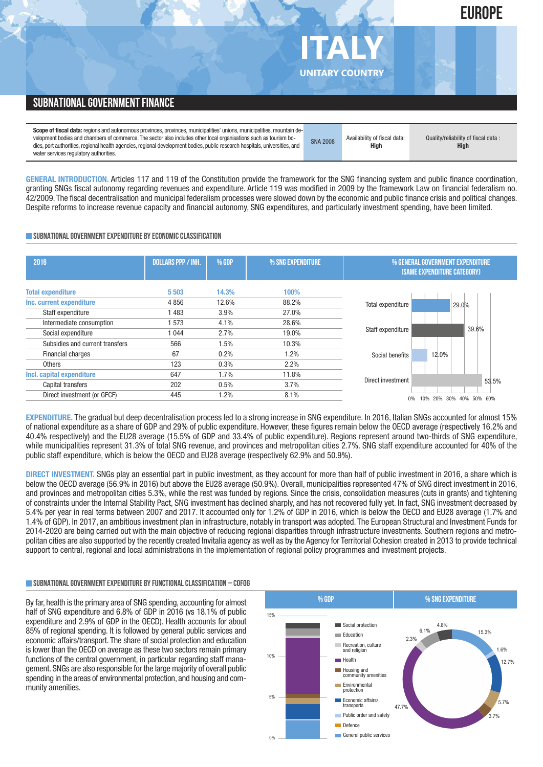# EUROPE

# ITALY

UNITARY COUNTRY

## SUBNATIONAL GOVERNMENT FINANCE

| **Scope of fiscal data:** regions and autonomous provinces, provinces, municipalities' unions, municipalities, mountain development bodies and chambers of commerce. The sector also includes other local organisations such as tourism bodies, port authorities, regional health agencies, regional development bodies, public research hospitals, universities, and water services regulatory authorities. | SNA 2008 | Availability of fiscal data: **High** | Quality/reliability of fiscal data : **High** |
|---|---|---|---|

**GENERAL INTRODUCTION.** Articles 117 and 119 of the Constitution provide the framework for the SNG financing system and public finance coordination, granting SNGs fiscal autonomy regarding revenues and expenditure. Article 119 was modified in 2009 by the framework Law on financial federalism no. 42/2009. The fiscal decentralisation and municipal federalism processes were slowed down by the economic and public finance crisis and political changes. Despite reforms to increase revenue capacity and financial autonomy, SNG expenditures, and particularly investment spending, have been limited.

### SUBNATIONAL GOVERNMENT EXPENDITURE BY ECONOMIC CLASSIFICATION

| 2016 | DOLLARS PPP / INH. | % GDP | % SNG EXPENDITURE |
|---|---|---|---|
| **Total expenditure** | **5 503** | **14.3%** | **100%** |
| **Inc. current expenditure** | 4 856 | 12.6% | 88.2% |
| Staff expenditure | 1 483 | 3.9% | 27.0% |
| Intermediate consumption | 1 573 | 4.1% | 28.6% |
| Social expenditure | 1 044 | 2.7% | 19.0% |
| Subsidies and current transfers | 566 | 1.5% | 10.3% |
| Financial charges | 67 | 0.2% | 1.2% |
| Others | 123 | 0.3% | 2.2% |
| **Incl. capital expenditure** | 647 | 1.7% | 11.8% |
| Capital transfers | 202 | 0.5% | 3.7% |
| Direct investment (or GFCF) | 445 | 1.2% | 8.1% |

% GENERAL GOVERNMENT EXPENDITURE (SAME EXPENDITURE CATEGORY)

| Category | % |
|---|---|
| Total expenditure | 29.0% |
| Staff expenditure | 39.6% |
| Social benefits | 12.0% |
| Direct investment | 53.5% |

**EXPENDITURE.** The gradual but deep decentralisation process led to a strong increase in SNG expenditure. In 2016, Italian SNGs accounted for almost 15% of national expenditure as a share of GDP and 29% of public expenditure. However, these figures remain below the OECD average (respectively 16.2% and 40.4% respectively) and the EU28 average (15.5% of GDP and 33.4% of public expenditure). Regions represent around two-thirds of SNG expenditure, while municipalities represent 31.3% of total SNG revenue, and provinces and metropolitan cities 2.7%. SNG staff expenditure accounted for 40% of the public staff expenditure, which is below the OECD and EU28 average (respectively 62.9% and 50.9%).

**DIRECT INVESTMENT.** SNGs play an essential part in public investment, as they account for more than half of public investment in 2016, a share which is below the OECD average (56.9% in 2016) but above the EU28 average (50.9%). Overall, municipalities represented 47% of SNG direct investment in 2016, and provinces and metropolitan cities 5.3%, while the rest was funded by regions. Since the crisis, consolidation measures (cuts in grants) and tightening of constraints under the Internal Stability Pact, SNG investment has declined sharply, and has not recovered fully yet. In fact, SNG investment decreased by 5.4% per year in real terms between 2007 and 2017. It accounted only for 1.2% of GDP in 2016, which is below the OECD and EU28 average (1.7% and 1.4% of GDP). In 2017, an ambitious investment plan in infrastructure, notably in transport was adopted. The European Structural and Investment Funds for 2014-2020 are being carried out with the main objective of reducing regional disparities through infrastructure investments. Southern regions and metropolitan cities are also supported by the recently created Invitalia agency as well as by the Agency for Territorial Cohesion created in 2013 to provide technical support to central, regional and local administrations in the implementation of regional policy programmes and investment projects.

### SUBNATIONAL GOVERNMENT EXPENDITURE BY FUNCTIONAL CLASSIFICATION – COFOG

By far, health is the primary area of SNG spending, accounting for almost half of SNG expenditure and 6.8% of GDP in 2016 (vs 18.1% of public expenditure and 2.9% of GDP in the OECD). Health accounts for about 85% of regional spending. It is followed by general public services and economic affairs/transport. The share of social protection and education is lower than the OECD on average as these two sectors remain primary functions of the central government, in particular regarding staff management. SNGs are also responsible for the large majority of overall public spending in the areas of environmental protection, and housing and community amenities.

% SNG EXPENDITURE

| Function | % SNG expenditure |
|---|---|
| Social protection | 4.8% |
| Education | 6.1% |
| Recreation, culture and religion | 2.3% |
| Health | 47.7% |
| Housing and community amenities | 3.7% |
| Environmental protection | 5.7% |
| Economic affairs/ transports | 12.7% |
| Public order and safety | 1.6% |
| Defence | |
| General public services | 15.3% |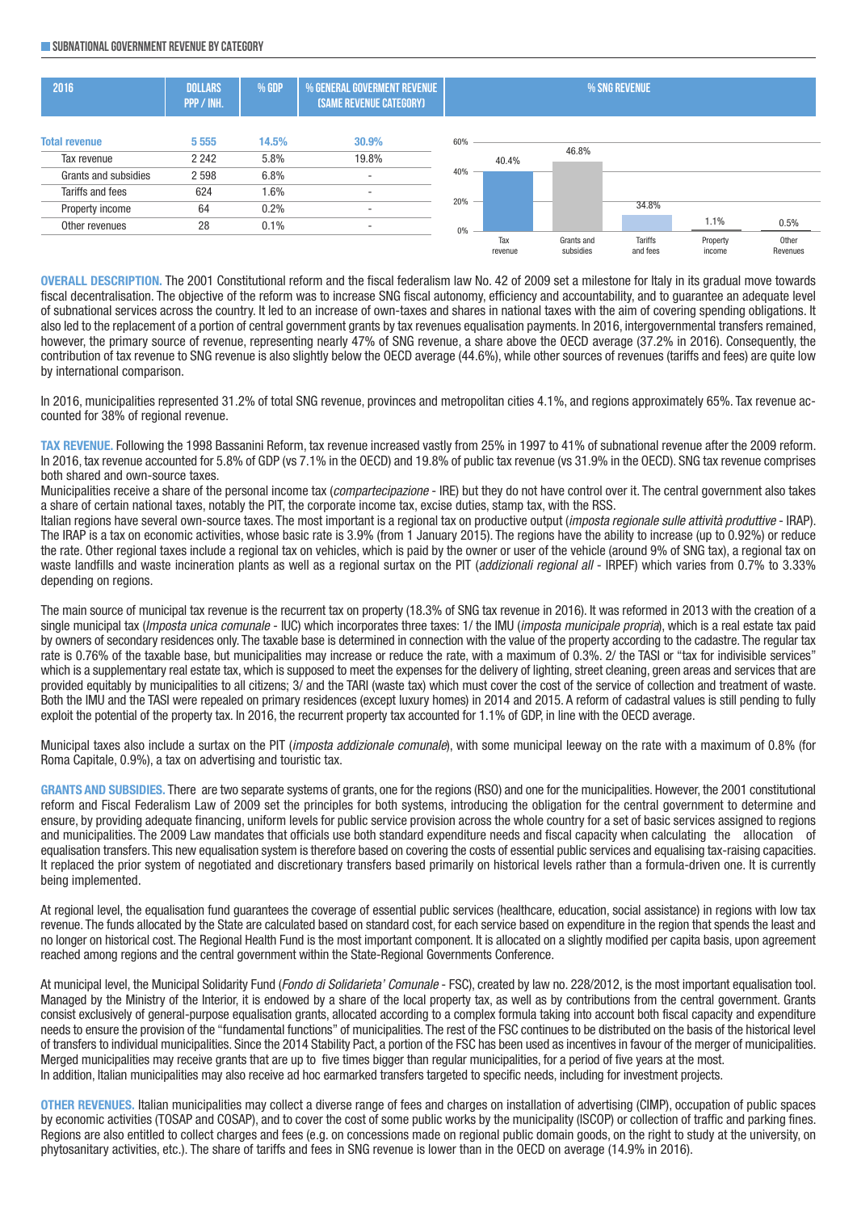## SUBNATIONAL GOVERNMENT REVENUE BY CATEGORY

| 2016 | DOLLARS PPP / INH. | % GDP | % GENERAL GOVERMENT REVENUE (SAME REVENUE CATEGORY) |
|---|---|---|---|
| **Total revenue** | **5 555** | **14.5%** | **30.9%** |
| Tax revenue | 2 242 | 5.8% | 19.8% |
| Grants and subsidies | 2 598 | 6.8% | - |
| Tariffs and fees | 624 | 1.6% | - |
| Property income | 64 | 0.2% | - |
| Other revenues | 28 | 0.1% | - |

% SNG REVENUE

| Tax revenue | Grants and subsidies | Tariffs and fees | Property income | Other Revenues |
|---|---|---|---|---|
| 40.4% | 46.8% | 34.8% | 1.1% | 0.5% |

**OVERALL DESCRIPTION.** The 2001 Constitutional reform and the fiscal federalism law No. 42 of 2009 set a milestone for Italy in its gradual move towards fiscal decentralisation. The objective of the reform was to increase SNG fiscal autonomy, efficiency and accountability, and to guarantee an adequate level of subnational services across the country. It led to an increase of own-taxes and shares in national taxes with the aim of covering spending obligations. It also led to the replacement of a portion of central government grants by tax revenues equalisation payments. In 2016, intergovernmental transfers remained, however, the primary source of revenue, representing nearly 47% of SNG revenue, a share above the OECD average (37.2% in 2016). Consequently, the contribution of tax revenue to SNG revenue is also slightly below the OECD average (44.6%), while other sources of revenues (tariffs and fees) are quite low by international comparison.

In 2016, municipalities represented 31.2% of total SNG revenue, provinces and metropolitan cities 4.1%, and regions approximately 65%. Tax revenue accounted for 38% of regional revenue.

**TAX REVENUE.** Following the 1998 Bassanini Reform, tax revenue increased vastly from 25% in 1997 to 41% of subnational revenue after the 2009 reform. In 2016, tax revenue accounted for 5.8% of GDP (vs 7.1% in the OECD) and 19.8% of public tax revenue (vs 31.9% in the OECD). SNG tax revenue comprises both shared and own-source taxes.

Municipalities receive a share of the personal income tax (*compartecipazione* - IRE) but they do not have control over it. The central government also takes a share of certain national taxes, notably the PIT, the corporate income tax, excise duties, stamp tax, with the RSS.

Italian regions have several own-source taxes. The most important is a regional tax on productive output (*imposta regionale sulle attività produttive* - IRAP). The IRAP is a tax on economic activities, whose basic rate is 3.9% (from 1 January 2015). The regions have the ability to increase (up to 0.92%) or reduce the rate. Other regional taxes include a regional tax on vehicles, which is paid by the owner or user of the vehicle (around 9% of SNG tax), a regional tax on waste landfills and waste incineration plants as well as a regional surtax on the PIT (*addizionali regional all* - IRPEF) which varies from 0.7% to 3.33% depending on regions.

The main source of municipal tax revenue is the recurrent tax on property (18.3% of SNG tax revenue in 2016). It was reformed in 2013 with the creation of a single municipal tax (*Imposta unica comunale* - IUC) which incorporates three taxes: 1/ the IMU (*imposta municipale propria*), which is a real estate tax paid by owners of secondary residences only. The taxable base is determined in connection with the value of the property according to the cadastre. The regular tax rate is 0.76% of the taxable base, but municipalities may increase or reduce the rate, with a maximum of 0.3%. 2/ the TASI or "tax for indivisible services" which is a supplementary real estate tax, which is supposed to meet the expenses for the delivery of lighting, street cleaning, green areas and services that are provided equitably by municipalities to all citizens; 3/ and the TARI (waste tax) which must cover the cost of the service of collection and treatment of waste. Both the IMU and the TASI were repealed on primary residences (except luxury homes) in 2014 and 2015. A reform of cadastral values is still pending to fully exploit the potential of the property tax. In 2016, the recurrent property tax accounted for 1.1% of GDP, in line with the OECD average.

Municipal taxes also include a surtax on the PIT (*imposta addizionale comunale*), with some municipal leeway on the rate with a maximum of 0.8% (for Roma Capitale, 0.9%), a tax on advertising and touristic tax.

**GRANTS AND SUBSIDIES.** There are two separate systems of grants, one for the regions (RSO) and one for the municipalities. However, the 2001 constitutional reform and Fiscal Federalism Law of 2009 set the principles for both systems, introducing the obligation for the central government to determine and ensure, by providing adequate financing, uniform levels for public service provision across the whole country for a set of basic services assigned to regions and municipalities. The 2009 Law mandates that officials use both standard expenditure needs and fiscal capacity when calculating the allocation of equalisation transfers. This new equalisation system is therefore based on covering the costs of essential public services and equalising tax-raising capacities. It replaced the prior system of negotiated and discretionary transfers based primarily on historical levels rather than a formula-driven one. It is currently being implemented.

At regional level, the equalisation fund guarantees the coverage of essential public services (healthcare, education, social assistance) in regions with low tax revenue. The funds allocated by the State are calculated based on standard cost, for each service based on expenditure in the region that spends the least and no longer on historical cost. The Regional Health Fund is the most important component. It is allocated on a slightly modified per capita basis, upon agreement reached among regions and the central government within the State-Regional Governments Conference.

At municipal level, the Municipal Solidarity Fund (*Fondo di Solidarieta' Comunale* - FSC), created by law no. 228/2012, is the most important equalisation tool. Managed by the Ministry of the Interior, it is endowed by a share of the local property tax, as well as by contributions from the central government. Grants consist exclusively of general-purpose equalisation grants, allocated according to a complex formula taking into account both fiscal capacity and expenditure needs to ensure the provision of the "fundamental functions" of municipalities. The rest of the FSC continues to be distributed on the basis of the historical level of transfers to individual municipalities. Since the 2014 Stability Pact, a portion of the FSC has been used as incentives in favour of the merger of municipalities. Merged municipalities may receive grants that are up to five times bigger than regular municipalities, for a period of five years at the most.
In addition, Italian municipalities may also receive ad hoc earmarked transfers targeted to specific needs, including for investment projects.

**OTHER REVENUES.** Italian municipalities may collect a diverse range of fees and charges on installation of advertising (CIMP), occupation of public spaces by economic activities (TOSAP and COSAP), and to cover the cost of some public works by the municipality (ISCOP) or collection of traffic and parking fines. Regions are also entitled to collect charges and fees (e.g. on concessions made on regional public domain goods, on the right to study at the university, on phytosanitary activities, etc.). The share of tariffs and fees in SNG revenue is lower than in the OECD on average (14.9% in 2016).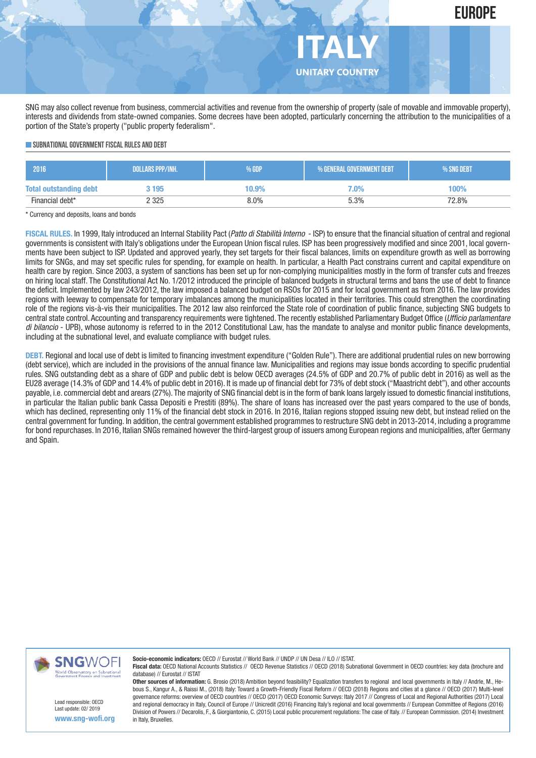SNG may also collect revenue from business, commercial activities and revenue from the ownership of property (sale of movable and immovable property), interests and dividends from state-owned companies. Some decrees have been adopted, particularly concerning the attribution to the municipalities of a portion of the State's property ("public property federalism".

## SUBNATIONAL GOVERNMENT FISCAL RULES AND DEBT

| 2016 | DOLLARS PPP/INH. | % GDP | % GENERAL GOVERNMENT DEBT | % SNG DEBT |
|---|---|---|---|---|
| **Total outstanding debt** | **3 195** | **10.9%** | **7.0%** | **100%** |
| Financial debt* | 2 325 | 8.0% | 5.3% | 72.8% |

\* Currency and deposits, loans and bonds

**FISCAL RULES.** In 1999, Italy introduced an Internal Stability Pact (*Patto di Stabilità Interno* - ISP) to ensure that the financial situation of central and regional governments is consistent with Italy's obligations under the European Union fiscal rules. ISP has been progressively modified and since 2001, local governments have been subject to ISP. Updated and approved yearly, they set targets for their fiscal balances, limits on expenditure growth as well as borrowing limits for SNGs, and may set specific rules for spending, for example on health. In particular, a Health Pact constrains current and capital expenditure on health care by region. Since 2003, a system of sanctions has been set up for non-complying municipalities mostly in the form of transfer cuts and freezes on hiring local staff. The Constitutional Act No. 1/2012 introduced the principle of balanced budgets in structural terms and bans the use of debt to finance the deficit. Implemented by law 243/2012, the law imposed a balanced budget on RSOs for 2015 and for local government as from 2016. The law provides regions with leeway to compensate for temporary imbalances among the municipalities located in their territories. This could strengthen the coordinating role of the regions vis-à-vis their municipalities. The 2012 law also reinforced the State role of coordination of public finance, subjecting SNG budgets to central state control. Accounting and transparency requirements were tightened. The recently established Parliamentary Budget Office (*Ufficio parlamentare di bilancio* - UPB), whose autonomy is referred to in the 2012 Constitutional Law, has the mandate to analyse and monitor public finance developments, including at the subnational level, and evaluate compliance with budget rules.

**DEBT.** Regional and local use of debt is limited to financing investment expenditure ("Golden Rule"). There are additional prudential rules on new borrowing (debt service), which are included in the provisions of the annual finance law. Municipalities and regions may issue bonds according to specific prudential rules. SNG outstanding debt as a share of GDP and public debt is below OECD averages (24.5% of GDP and 20.7% of public debt in 2016) as well as the EU28 average (14.3% of GDP and 14.4% of public debt in 2016). It is made up of financial debt for 73% of debt stock ("Maastricht debt"), and other accounts payable, i.e. commercial debt and arears (27%). The majority of SNG financial debt is in the form of bank loans largely issued to domestic financial institutions, in particular the Italian public bank Cassa Depositi e Prestiti (89%). The share of loans has increased over the past years compared to the use of bonds, which has declined, representing only 11% of the financial debt stock in 2016. In 2016, Italian regions stopped issuing new debt, but instead relied on the central government for funding. In addition, the central government established programmes to restructure SNG debt in 2013-2014, including a programme for bond repurchases. In 2016, Italian SNGs remained however the third-largest group of issuers among European regions and municipalities, after Germany and Spain.

SNGWOFI
World Observatory on Subnational Government Finance and Investment

Lead responsible: OECD
Last update: 02/ 2019
www.sng-wofi.org

**Socio-economic indicators:** OECD // Eurostat // World Bank // UNDP // UN Desa // ILO // ISTAT.
**Fiscal data:** OECD National Accounts Statistics // OECD Revenue Statistics // OECD (2018) Subnational Government in OECD countries: key data (brochure and database) // Eurostat // ISTAT
**Other sources of information:** G. Brosio (2018) Ambition beyond feasibility? Equalization transfers to regional and local governments in Italy // Andrle, M., Hebous S., Kangur A., & Raissi M., (2018) Italy: Toward a Growth-Friendly Fiscal Reform // OECD (2018) Regions and cities at a glance // OECD (2017) Multi-level governance reforms: overview of OECD countries // OECD (2017) OECD Economic Surveys: Italy 2017 // Congress of Local and Regional Authorities (2017) Local and regional democracy in Italy, Council of Europe // Unicredit (2016) Financing Italy's regional and local governments // European Committee of Regions (2016) Division of Powers // Decarolis, F., & Giorgiantonio, C. (2015) Local public procurement regulations: The case of Italy. // European Commission. (2014) Investment in Italy, Bruxelles.